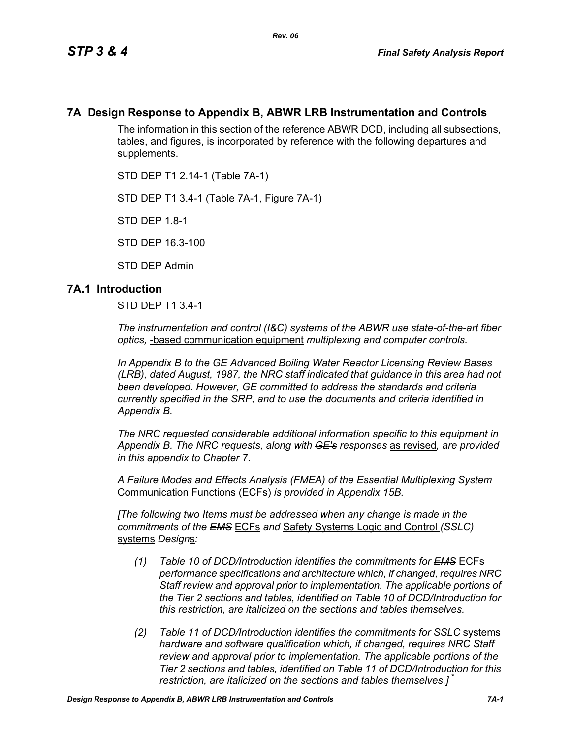# 7A Design Response to Appendix B, ABWR LRB Instrumentation and Controls

The information in this section of the reference ABWR DCD, including all subsections, tables, and figures, is incorporated by reference with the following departures and supplements.

STD DEP T1 2.14-1 (Table 7A-1)

STD DEP T1 3.4-1 (Table 7A-1, Figure 7A-1)

STD DEP 1.8-1

STD DEP 16.3-100

STD DEP Admin

## 7A.1 Introduction

STD DEP T1 3.4-1

*The instrumentation and control (I&C) systems of the ABWR use state-of-the-art fiber optic~~s,~~* -based communication equipment *~~multiplexing~~ and computer controls.*

*In Appendix B to the GE Advanced Boiling Water Reactor Licensing Review Bases (LRB), dated August, 1987, the NRC staff indicated that guidance in this area had not been developed. However, GE committed to address the standards and criteria currently specified in the SRP, and to use the documents and criteria identified in Appendix B.*

*The NRC requested considerable additional information specific to this equipment in Appendix B. The NRC requests, along with ~~GE's~~ responses* as revised*, are provided in this appendix to Chapter 7.*

*A Failure Modes and Effects Analysis (FMEA) of the Essential ~~Multiplexing System~~* Communication Functions (ECFs) *is provided in Appendix 15B.*

*[The following two Items must be addressed when any change is made in the commitments of the ~~EMS~~* ECFs *and* Safety Systems Logic and Control *(SSLC)* systems *Design*s*:*

*(1) Table 10 of DCD/Introduction identifies the commitments for ~~EMS~~* ECFs *performance specifications and architecture which, if changed, requires NRC Staff review and approval prior to implementation. The applicable portions of the Tier 2 sections and tables, identified on Table 10 of DCD/Introduction for this restriction, are italicized on the sections and tables themselves.*

*(2) Table 11 of DCD/Introduction identifies the commitments for SSLC* systems *hardware and software qualification which, if changed, requires NRC Staff review and approval prior to implementation. The applicable portions of the Tier 2 sections and tables, identified on Table 11 of DCD/Introduction for this restriction, are italicized on the sections and tables themselves.]* *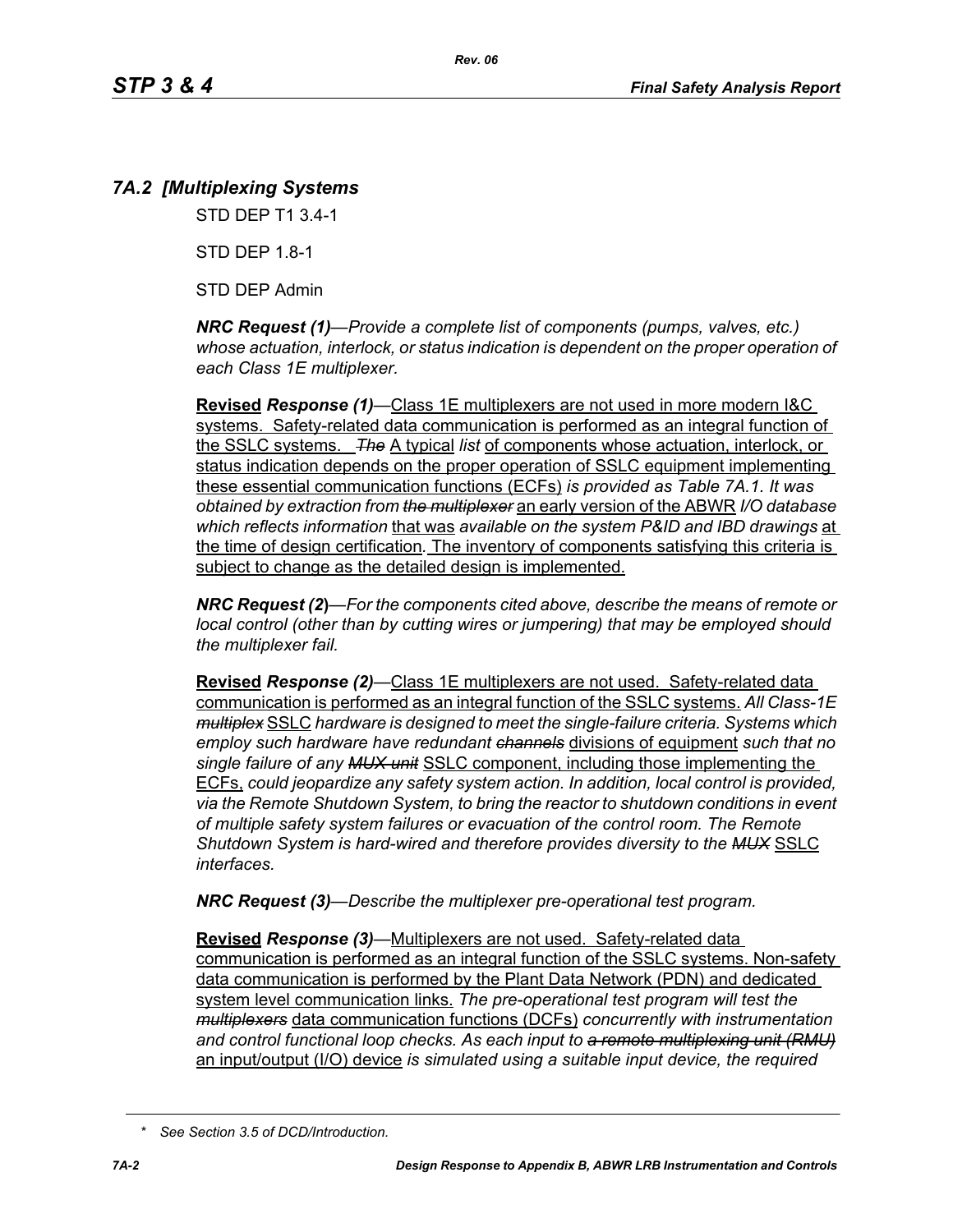## 7A.2 [Multiplexing Systems

STD DEP T1 3.4-1

STD DEP 1.8-1

STD DEP Admin

***NRC Request (1)***—*Provide a complete list of components (pumps, valves, etc.) whose actuation, interlock, or status indication is dependent on the proper operation of each Class 1E multiplexer.*

**Revised** ***Response (1)***—Class 1E multiplexers are not used in more modern I&C systems. Safety-related data communication is performed as an integral function of the SSLC systems. ~~*The*~~ A typical *list* of components whose actuation, interlock, or status indication depends on the proper operation of SSLC equipment implementing these essential communication functions (ECFs) *is provided as Table 7A.1. It was obtained by extraction from ~~the multiplexer~~* an early version of the ABWR *I/O database which reflects information* that was *available on the system P&ID and IBD drawings* at the time of design certification. The inventory of components satisfying this criteria is subject to change as the detailed design is implemented.

***NRC Request (2)***—*For the components cited above, describe the means of remote or local control (other than by cutting wires or jumpering) that may be employed should the multiplexer fail.*

**Revised** ***Response (2)***—Class 1E multiplexers are not used. Safety-related data communication is performed as an integral function of the SSLC systems. *All Class-1E ~~multiplex~~* SSLC *hardware is designed to meet the single-failure criteria. Systems which employ such hardware have redundant ~~channels~~* divisions of equipment *such that no single failure of any ~~MUX unit~~* SSLC component, including those implementing the ECFs, *could jeopardize any safety system action. In addition, local control is provided, via the Remote Shutdown System, to bring the reactor to shutdown conditions in event of multiple safety system failures or evacuation of the control room. The Remote Shutdown System is hard-wired and therefore provides diversity to the ~~MUX~~* SSLC *interfaces.*

***NRC Request (3)***—*Describe the multiplexer pre-operational test program.*

**Revised** ***Response (3)***—Multiplexers are not used. Safety-related data communication is performed as an integral function of the SSLC systems. Non-safety data communication is performed by the Plant Data Network (PDN) and dedicated system level communication links. *The pre-operational test program will test the ~~multiplexers~~* data communication functions (DCFs) *concurrently with instrumentation and control functional loop checks. As each input to ~~a remote multiplexing unit (RMU)~~* an input/output (I/O) device *is simulated using a suitable input device, the required*

*\* See Section 3.5 of DCD/Introduction.*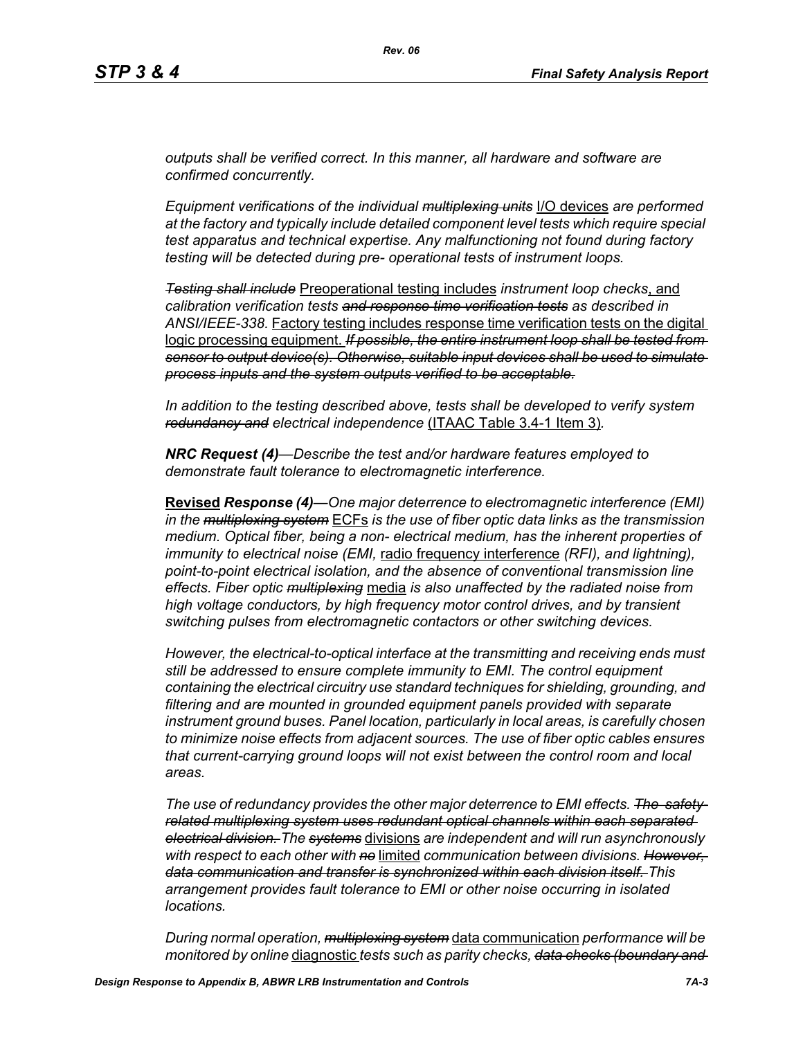*outputs shall be verified correct. In this manner, all hardware and software are confirmed concurrently.*

*Equipment verifications of the individual ~~multiplexing units~~* I/O devices *are performed at the factory and typically include detailed component level tests which require special test apparatus and technical expertise. Any malfunctioning not found during factory testing will be detected during pre- operational tests of instrument loops.*

*~~Testing shall include~~* Preoperational testing includes *instrument loop checks*, and *calibration verification tests ~~and response time verification tests~~ as described in ANSI/IEEE-338.* Factory testing includes response time verification tests on the digital logic processing equipment. *~~If possible, the entire instrument loop shall be tested from sensor to output device(s). Otherwise, suitable input devices shall be used to simulate process inputs and the system outputs verified to be acceptable.~~*

*In addition to the testing described above, tests shall be developed to verify system ~~redundancy and~~ electrical independence* (ITAAC Table 3.4-1 Item 3)*.*

***NRC Request (4)****—Describe the test and/or hardware features employed to demonstrate fault tolerance to electromagnetic interference.*

**Revised** ***Response (4)****—One major deterrence to electromagnetic interference (EMI) in the ~~multiplexing system~~* ECFs *is the use of fiber optic data links as the transmission medium. Optical fiber, being a non- electrical medium, has the inherent properties of immunity to electrical noise (EMI,* radio frequency interference *(RFI), and lightning), point-to-point electrical isolation, and the absence of conventional transmission line effects. Fiber optic ~~multiplexing~~* media *is also unaffected by the radiated noise from high voltage conductors, by high frequency motor control drives, and by transient switching pulses from electromagnetic contactors or other switching devices.*

*However, the electrical-to-optical interface at the transmitting and receiving ends must still be addressed to ensure complete immunity to EMI. The control equipment containing the electrical circuitry use standard techniques for shielding, grounding, and filtering and are mounted in grounded equipment panels provided with separate instrument ground buses. Panel location, particularly in local areas, is carefully chosen to minimize noise effects from adjacent sources. The use of fiber optic cables ensures that current-carrying ground loops will not exist between the control room and local areas.*

*The use of redundancy provides the other major deterrence to EMI effects. ~~The safety-related multiplexing system uses redundant optical channels within each separated electrical division.~~ The ~~systems~~* divisions *are independent and will run asynchronously with respect to each other with ~~no~~* limited *communication between divisions. ~~However, data communication and transfer is synchronized within each division itself.~~ This arrangement provides fault tolerance to EMI or other noise occurring in isolated locations.*

*During normal operation, ~~multiplexing system~~* data communication *performance will be monitored by online* diagnostic *tests such as parity checks, ~~data checks (boundary and~~*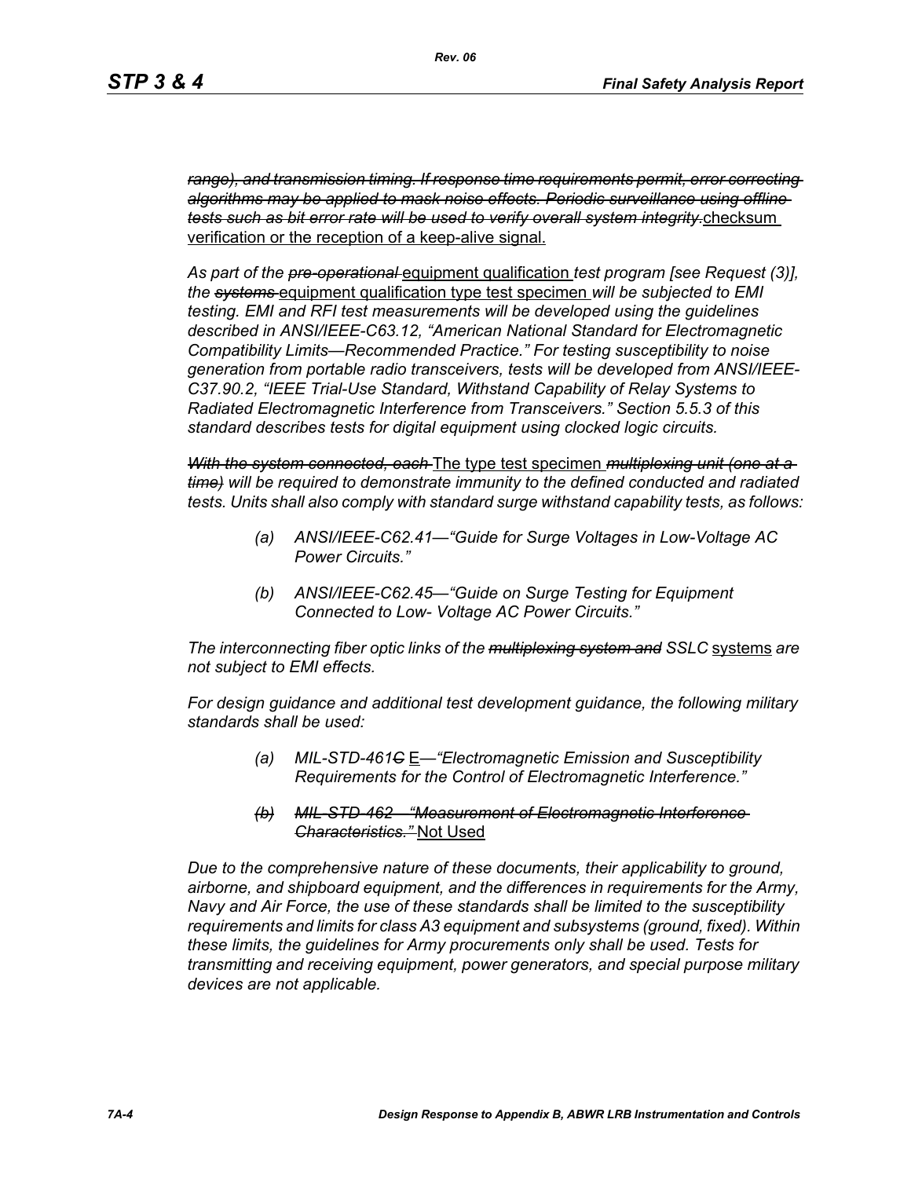~~*range), and transmission timing. If response time requirements permit, error correcting algorithms may be applied to mask noise effects. Periodic surveillance using offline tests such as bit error rate will be used to verify overall system integrity.*~~checksum verification or the reception of a keep-alive signal.

*As part of the* ~~*pre-operational*~~ equipment qualification *test program [see Request (3)], the* ~~*systems*~~ equipment qualification type test specimen *will be subjected to EMI testing. EMI and RFI test measurements will be developed using the guidelines described in ANSI/IEEE-C63.12, “American National Standard for Electromagnetic Compatibility Limits—Recommended Practice.” For testing susceptibility to noise generation from portable radio transceivers, tests will be developed from ANSI/IEEE-C37.90.2, “IEEE Trial-Use Standard, Withstand Capability of Relay Systems to Radiated Electromagnetic Interference from Transceivers.” Section 5.5.3 of this standard describes tests for digital equipment using clocked logic circuits.*

~~*With the system connected, each*~~ The type test specimen ~~*multiplexing unit (one at a time)*~~ *will be required to demonstrate immunity to the defined conducted and radiated tests. Units shall also comply with standard surge withstand capability tests, as follows:*

(a) *ANSI/IEEE-C62.41—“Guide for Surge Voltages in Low-Voltage AC Power Circuits.”*

(b) *ANSI/IEEE-C62.45—“Guide on Surge Testing for Equipment Connected to Low- Voltage AC Power Circuits.”*

*The interconnecting fiber optic links of the* ~~*multiplexing system and*~~ *SSLC* systems *are not subject to EMI effects.*

*For design guidance and additional test development guidance, the following military standards shall be used:*

(a) *MIL-STD-461*~~*C*~~ E*—“Electromagnetic Emission and Susceptibility Requirements for the Control of Electromagnetic Interference.”*

~~*(b) MIL-STD-462—“Measurement of Electromagnetic Interference Characteristics.”*~~ Not Used

*Due to the comprehensive nature of these documents, their applicability to ground, airborne, and shipboard equipment, and the differences in requirements for the Army, Navy and Air Force, the use of these standards shall be limited to the susceptibility requirements and limits for class A3 equipment and subsystems (ground, fixed). Within these limits, the guidelines for Army procurements only shall be used. Tests for transmitting and receiving equipment, power generators, and special purpose military devices are not applicable.*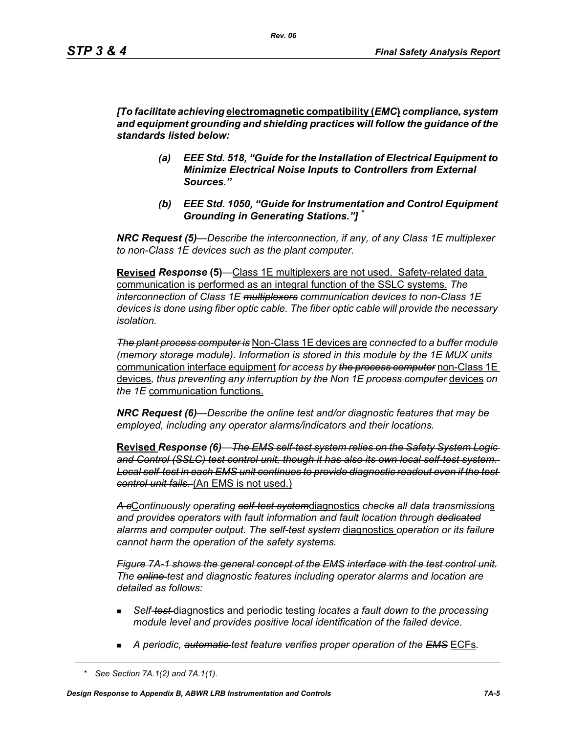*[To facilitate achieving* <u>electromagnetic compatibility (</u>*EMC*<u>)</u> *compliance, system and equipment grounding and shielding practices will follow the guidance of the standards listed below:*

> *(a) EEE Std. 518, "Guide for the Installation of Electrical Equipment to Minimize Electrical Noise Inputs to Controllers from External Sources."*
>
> *(b) EEE Std. 1050, "Guide for Instrumentation and Control Equipment Grounding in Generating Stations."]* *

***NRC Request (5)****—Describe the interconnection, if any, of any Class 1E multiplexer to non-Class 1E devices such as the plant computer.*

**<u>Revised</u>** ***Response*** **(5)**—<u>Class 1E multiplexers are not used. Safety-related data communication is performed as an integral function of the SSLC systems.</u> *The interconnection of Class 1E ~~multiplexors~~ communication devices to non-Class 1E devices is done using fiber optic cable. The fiber optic cable will provide the necessary isolation.*

*~~The plant process computer is~~* <u>Non-Class 1E devices are</u> *connected to a buffer module (memory storage module). Information is stored in this module by ~~the~~ 1E ~~MUX units~~* <u>communication interface equipment</u> *for access by ~~the process computer~~* <u>non-Class 1E devices</u>*, thus preventing any interruption by ~~the~~ Non 1E ~~process computer~~* <u>devices</u> *on the 1E* <u>communication functions.</u>

***NRC Request (6)****—Describe the online test and/or diagnostic features that may be employed, including any operator alarms/indicators and their locations.*

**<u>Revised</u>** ***Response (6)****~~—The EMS self-test system relies on the Safety System Logic and Control (SSLC) test control unit, though it has also its own local self-test system. Local self-test in each EMS unit continues to provide diagnostic readout even if the test control unit fails.~~* <u>(An EMS is not used.)</u>

*~~A c~~*<u>C</u>*ontinuously operating ~~self-test system~~*<u>diagnostics</u> *check~~s~~ all data transmission*<u>s</u> *and provide~~s~~ operators with fault information and fault location through ~~dedicated~~ alarms ~~and computer output~~. The ~~self-test system~~* <u>diagnostics</u> *operation or its failure cannot harm the operation of the safety systems.*

*~~Figure 7A-1 shows the general concept of the EMS interface with the test control unit.~~ The ~~online~~ test and diagnostic features including operator alarms and location are detailed as follows:*

- *Self-~~test~~* <u>diagnostics and periodic testing</u> *locates a fault down to the processing module level and provides positive local identification of the failed device.*
- *A periodic, ~~automatic~~ test feature verifies proper operation of the ~~EMS~~* <u>ECFs</u>*.*

---

\* *See Section 7A.1(2) and 7A.1(1).*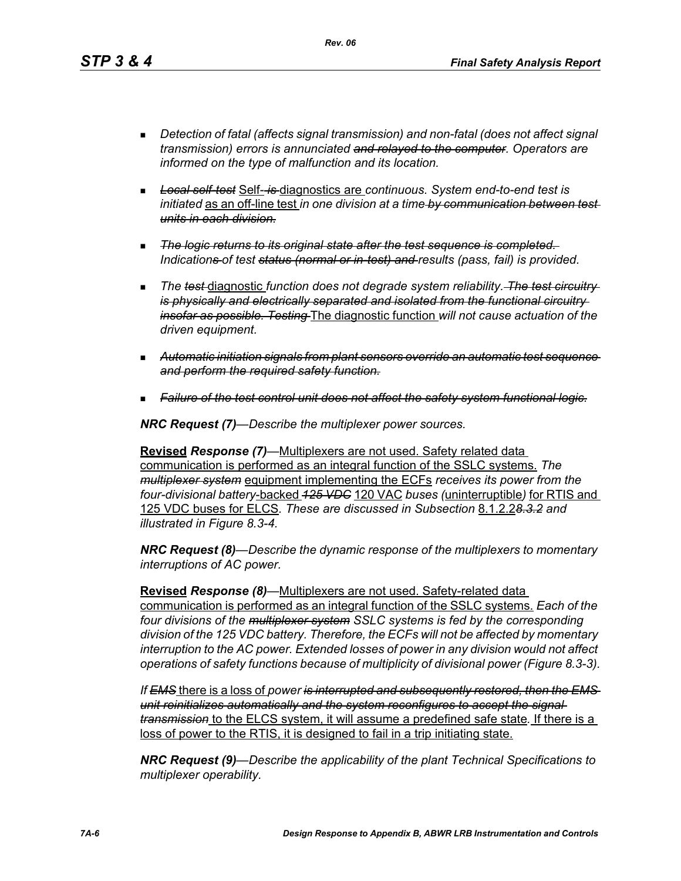- *Detection of fatal (affects signal transmission) and non-fatal (does not affect signal transmission) errors is annunciated ~~and relayed to the computer~~. Operators are informed on the type of malfunction and its location.*

- ~~*Local self-test*~~ <u>Self-</u> ~~*is*~~ <u>diagnostics are</u> *continuous. System end-to-end test is initiated* <u>as an off-line test</u> *in one division at a time* ~~*by communication between test units in each division.*~~

- ~~*The logic returns to its original state after the test sequence is completed.*~~ *Indication*~~*s*~~ *of test* ~~*status (normal or in-test) and*~~ *results (pass, fail) is provided.*

- *The* ~~*test*~~ <u>diagnostic</u> *function does not degrade system reliability.* ~~*The test circuitry is physically and electrically separated and isolated from the functional circuitry insofar as possible. Testing*~~ <u>The diagnostic function</u> *will not cause actuation of the driven equipment.*

- ~~*Automatic initiation signals from plant sensors override an automatic test sequence and perform the required safety function.*~~

- ~~*Failure of the test control unit does not affect the safety system functional logic.*~~

***NRC Request (7)****—Describe the multiplexer power sources.*

<u>**Revised**</u> ***Response (7)***—<u>Multiplexers are not used. Safety related data communication is performed as an integral function of the SSLC systems.</u> *The* ~~*multiplexer system*~~ <u>equipment implementing the ECFs</u> *receives its power from the four-divisional battery*<u>-backed</u> ~~*125 VDC*~~ <u>120 VAC</u> *buses (*<u>uninterruptible</u>*)* <u>for RTIS and 125 VDC buses for ELCS</u>*. These are discussed in Subsection* <u>8.1.2.2</u>~~*8.3.2*~~ *and illustrated in Figure 8.3-4.*

***NRC Request (8)****—Describe the dynamic response of the multiplexers to momentary interruptions of AC power.*

<u>**Revised**</u> ***Response (8)***—<u>Multiplexers are not used. Safety-related data communication is performed as an integral function of the SSLC systems.</u> *Each of the four divisions of the* ~~*multiplexer system*~~ *SSLC systems is fed by the corresponding division of the 125 VDC battery. Therefore, the ECFs will not be affected by momentary interruption to the AC power. Extended losses of power in any division would not affect operations of safety functions because of multiplicity of divisional power (Figure 8.3-3).*

*If* ~~*EMS*~~ <u>there is a loss of</u> *power* ~~*is interrupted and subsequently restored, then the EMS unit reinitializes automatically and the system reconfigures to accept the signal transmission*~~ <u>to the ELCS system, it will assume a predefined safe state</u>*.* <u>If there is a loss of power to the RTIS, it is designed to fail in a trip initiating state.</u>

***NRC Request (9)****—Describe the applicability of the plant Technical Specifications to multiplexer operability.*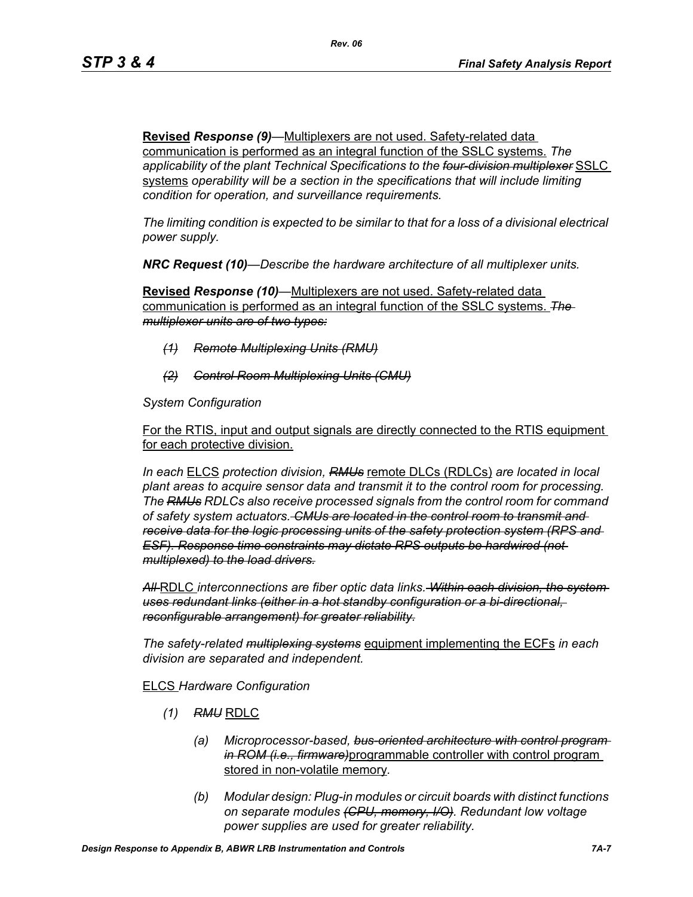**Revised** ***Response (9)***—Multiplexers are not used. Safety-related data communication is performed as an integral function of the SSLC systems. *The applicability of the plant Technical Specifications to the ~~four-division multiplexer~~* SSLC systems *operability will be a section in the specifications that will include limiting condition for operation, and surveillance requirements.*

*The limiting condition is expected to be similar to that for a loss of a divisional electrical power supply.*

***NRC Request (10)****—Describe the hardware architecture of all multiplexer units.*

**Revised** ***Response (10)***—Multiplexers are not used. Safety-related data communication is performed as an integral function of the SSLC systems. ~~*The multiplexer units are of two types:*~~

- ~~*(1) Remote Multiplexing Units (RMU)*~~
- ~~*(2) Control Room Multiplexing Units (CMU)*~~

*System Configuration*

For the RTIS, input and output signals are directly connected to the RTIS equipment for each protective division.

*In each* ELCS *protection division,* ~~*RMUs*~~ remote DLCs (RDLCs) *are located in local plant areas to acquire sensor data and transmit it to the control room for processing. The* ~~*RMUs*~~ *RDLCs also receive processed signals from the control room for command of safety system actuators.* ~~*CMUs are located in the control room to transmit and receive data for the logic processing units of the safety protection system (RPS and ESF). Response time constraints may dictate RPS outputs be hardwired (not multiplexed) to the load drivers.*~~

~~*All*~~ RDLC *interconnections are fiber optic data links.* ~~*Within each division, the system uses redundant links (either in a hot standby configuration or a bi-directional, reconfigurable arrangement) for greater reliability.*~~

*The safety-related* ~~*multiplexing systems*~~ equipment implementing the ECFs *in each division are separated and independent.*

ELCS *Hardware Configuration*

*(1)* ~~*RMU*~~ RDLC

- *(a) Microprocessor-based,* ~~*bus-oriented architecture with control program in ROM (i.e., firmware)*~~programmable controller with control program stored in non-volatile memory.
- *(b) Modular design: Plug-in modules or circuit boards with distinct functions on separate modules* ~~*(CPU, memory, I/O)*~~*. Redundant low voltage power supplies are used for greater reliability.*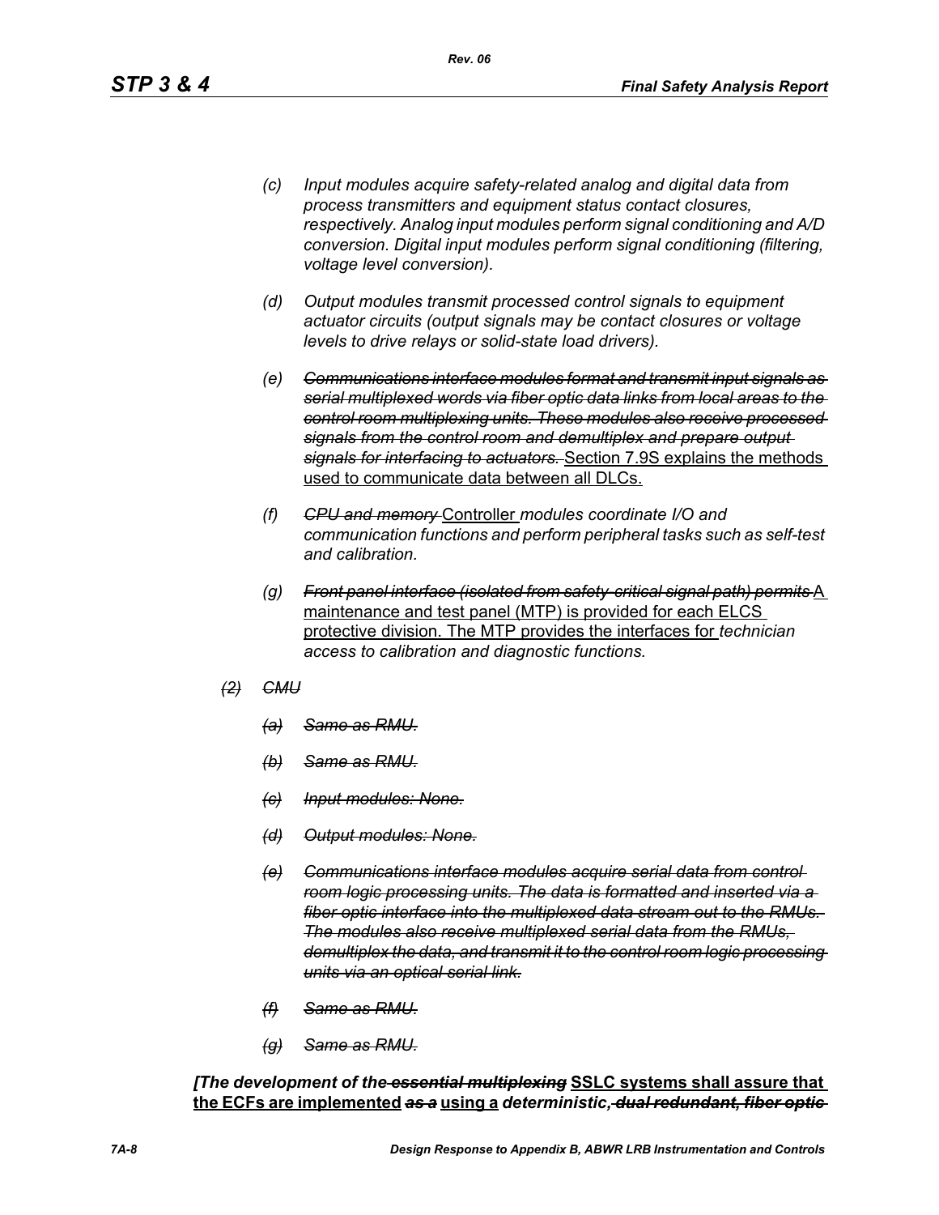*(c) Input modules acquire safety-related analog and digital data from process transmitters and equipment status contact closures, respectively. Analog input modules perform signal conditioning and A/D conversion. Digital input modules perform signal conditioning (filtering, voltage level conversion).*

*(d) Output modules transmit processed control signals to equipment actuator circuits (output signals may be contact closures or voltage levels to drive relays or solid-state load drivers).*

*(e)* ~~*Communications interface modules format and transmit input signals as serial multiplexed words via fiber optic data links from local areas to the control room multiplexing units. These modules also receive processed signals from the control room and demultiplex and prepare output signals for interfacing to actuators.*~~ <u>Section 7.9S explains the methods used to communicate data between all DLCs.</u>

*(f)* ~~*CPU and memory*~~ <u>Controller</u> *modules coordinate I/O and communication functions and perform peripheral tasks such as self-test and calibration.*

*(g)* ~~*Front panel interface (isolated from safety-critical signal path) permits*~~ <u>A maintenance and test panel (MTP) is provided for each ELCS protective division. The MTP provides the interfaces for</u> *technician access to calibration and diagnostic functions.*

~~*(2) CMU*~~

~~*(a) Same as RMU.*~~

~~*(b) Same as RMU.*~~

~~*(c) Input modules: None.*~~

~~*(d) Output modules: None.*~~

~~*(e) Communications interface modules acquire serial data from control room logic processing units. The data is formatted and inserted via a fiber optic interface into the multiplexed data stream out to the RMUs. The modules also receive multiplexed serial data from the RMUs, demultiplex the data, and transmit it to the control room logic processing units via an optical serial link.*~~

~~*(f) Same as RMU.*~~

~~*(g) Same as RMU.*~~

***[The development of the*** ~~***essential multiplexing***~~ <u>**SSLC systems shall assure that the ECFs are implemented**</u> ~~***as a***~~ <u>**using a**</u> ***deterministic,*** ~~***dual redundant, fiber optic***~~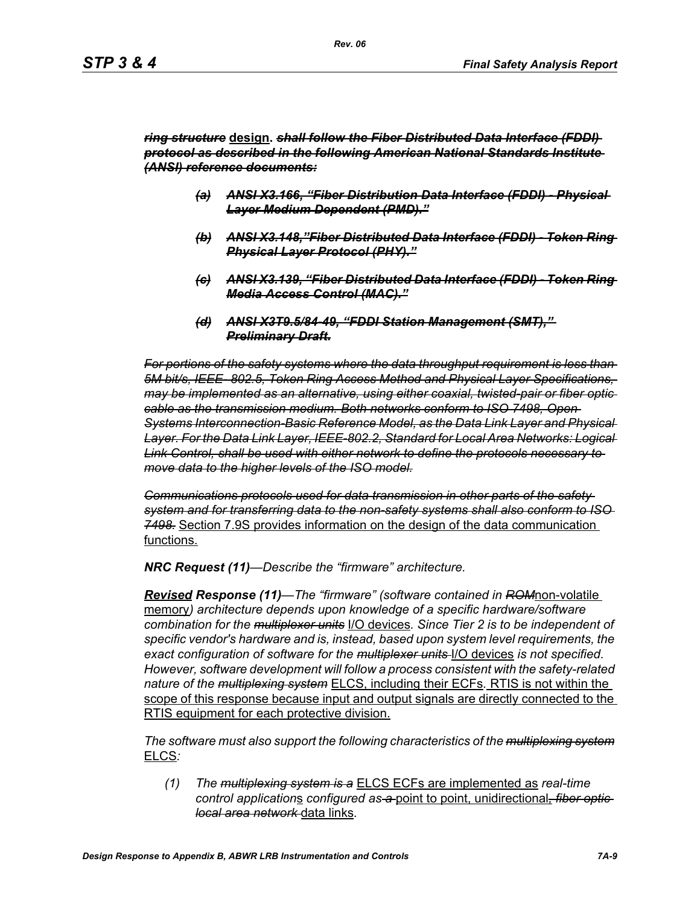***~~ring structure~~*** **<u>design</u>.** ***~~shall follow the Fiber Distributed Data Interface (FDDI) protocol as described in the following American National Standards Institute (ANSI) reference documents:~~***

> ***~~(a) ANSI X3.166, "Fiber Distribution Data Interface (FDDI) - Physical Layer Medium Dependent (PMD)."~~***
>
> ***~~(b) ANSI X3.148,"Fiber Distributed Data Interface (FDDI) - Token Ring Physical Layer Protocol (PHY)."~~***
>
> ***~~(c) ANSI X3.139, "Fiber Distributed Data Interface (FDDI) - Token Ring Media Access Control (MAC)."~~***
>
> ***~~(d) ANSI X3T9.5/84-49, "FDDI Station Management (SMT)," Preliminary Draft.~~***

*~~For portions of the safety systems where the data throughput requirement is less than 5M bit/s, IEEE- 802.5, Token Ring Access Method and Physical Layer Specifications, may be implemented as an alternative, using either coaxial, twisted-pair or fiber optic cable as the transmission medium. Both networks conform to ISO 7498, Open Systems Interconnection-Basic Reference Model, as the Data Link Layer and Physical Layer. For the Data Link Layer, IEEE-802.2, Standard for Local Area Networks: Logical Link Control, shall be used with either network to define the protocols necessary to move data to the higher levels of the ISO model.~~*

*~~Communications protocols used for data transmission in other parts of the safety system and for transferring data to the non-safety systems shall also conform to ISO 7498.~~* <u>Section 7.9S provides information on the design of the data communication functions.</u>

***NRC Request (11)****—Describe the "firmware" architecture.*

***<u>Revised</u> Response (11)****—The "firmware" (software contained in ~~ROM~~*<u>non-volatile memory</u>*) architecture depends upon knowledge of a specific hardware/software combination for the ~~multiplexer units~~* <u>I/O devices</u>*. Since Tier 2 is to be independent of specific vendor's hardware and is, instead, based upon system level requirements, the exact configuration of software for the ~~multiplexer units~~* <u>I/O devices</u> *is not specified. However, software development will follow a process consistent with the safety-related nature of the ~~multiplexing system~~* <u>ELCS, including their ECFs</u>*.* <u>RTIS is not within the scope of this response because input and output signals are directly connected to the RTIS equipment for each protective division.</u>

*The software must also support the following characteristics of the ~~multiplexing system~~* <u>ELCS</u>*:*

(1) *The ~~multiplexing system is a~~* <u>ELCS ECFs are implemented as</u> *real-time control application*<u>s</u> *configured as ~~a~~* <u>point to point, unidirectional</u>*~~, fiber optic local area network~~* <u>data links</u>*.*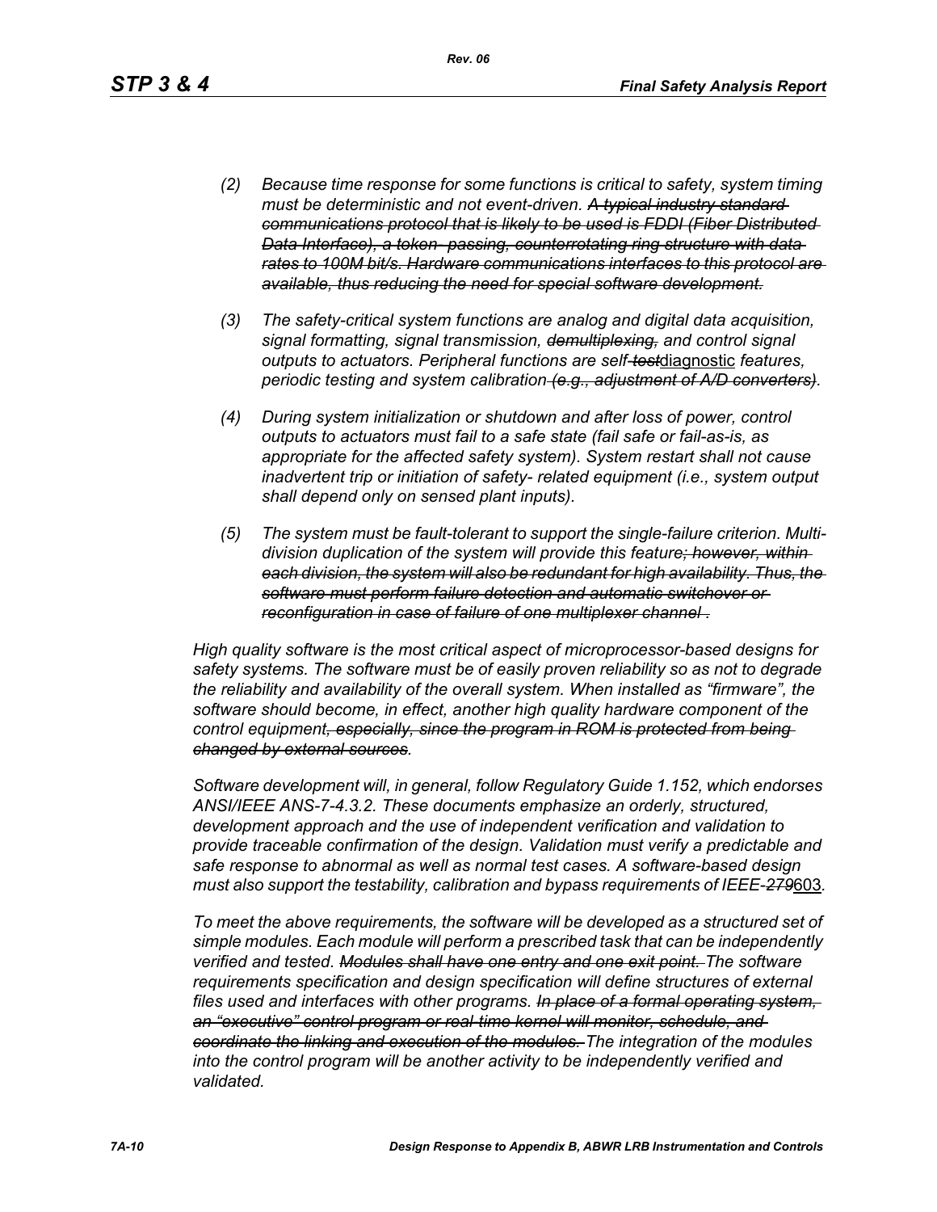*(2) Because time response for some functions is critical to safety, system timing must be deterministic and not event-driven. ~~A typical industry standard communications protocol that is likely to be used is FDDI (Fiber Distributed Data Interface), a token- passing, counterrotating ring structure with data rates to 100M bit/s. Hardware communications interfaces to this protocol are available, thus reducing the need for special software development.~~*

*(3) The safety-critical system functions are analog and digital data acquisition, signal formatting, signal transmission, ~~demultiplexing,~~ and control signal outputs to actuators. Peripheral functions are self-~~test~~*<u>diagnostic</u> *features, periodic testing and system calibration ~~(e.g., adjustment of A/D converters)~~.*

*(4) During system initialization or shutdown and after loss of power, control outputs to actuators must fail to a safe state (fail safe or fail-as-is, as appropriate for the affected safety system). System restart shall not cause inadvertent trip or initiation of safety- related equipment (i.e., system output shall depend only on sensed plant inputs).*

*(5) The system must be fault-tolerant to support the single-failure criterion. Multi-division duplication of the system will provide this feature~~; however, within each division, the system will also be redundant for high availability. Thus, the software must perform failure detection and automatic switchover or reconfiguration in case of failure of one multiplexer channel~~.*

*High quality software is the most critical aspect of microprocessor-based designs for safety systems. The software must be of easily proven reliability so as not to degrade the reliability and availability of the overall system. When installed as "firmware", the software should become, in effect, another high quality hardware component of the control equipment~~, especially, since the program in ROM is protected from being changed by external sources~~.*

*Software development will, in general, follow Regulatory Guide 1.152, which endorses ANSI/IEEE ANS-7-4.3.2. These documents emphasize an orderly, structured, development approach and the use of independent verification and validation to provide traceable confirmation of the design. Validation must verify a predictable and safe response to abnormal as well as normal test cases. A software-based design must also support the testability, calibration and bypass requirements of IEEE-~~279~~*<u>603</u>*.*

*To meet the above requirements, the software will be developed as a structured set of simple modules. Each module will perform a prescribed task that can be independently verified and tested. ~~Modules shall have one entry and one exit point.~~ The software requirements specification and design specification will define structures of external files used and interfaces with other programs. ~~In place of a formal operating system, an "executive" control program or real-time kernel will monitor, schedule, and coordinate the linking and execution of the modules.~~ The integration of the modules into the control program will be another activity to be independently verified and validated.*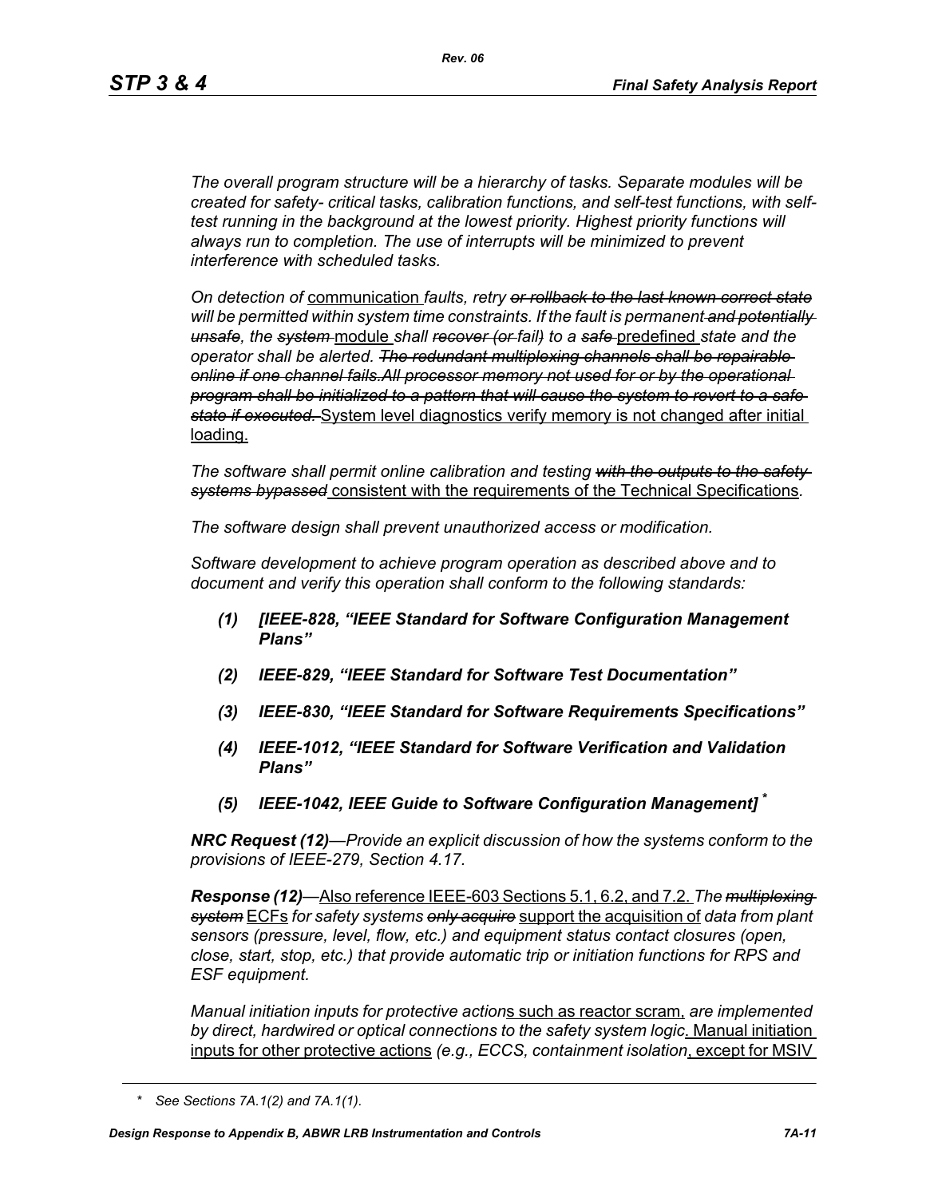*The overall program structure will be a hierarchy of tasks. Separate modules will be created for safety- critical tasks, calibration functions, and self-test functions, with self-test running in the background at the lowest priority. Highest priority functions will always run to completion. The use of interrupts will be minimized to prevent interference with scheduled tasks.*

*On detection of* communication *faults, retry ~~or rollback to the last known correct state~~ will be permitted within system time constraints. If the fault is permanent ~~and potentially unsafe~~, the ~~system~~* module *shall ~~recover (or~~ fail) to a ~~safe~~* predefined *state and the operator shall be alerted. ~~The redundant multiplexing channels shall be repairable online if one channel fails.All processor memory not used for or by the operational program shall be initialized to a pattern that will cause the system to revert to a safe state if executed.~~* System level diagnostics verify memory is not changed after initial loading.

*The software shall permit online calibration and testing ~~with the outputs to the safety systems bypassed~~* consistent with the requirements of the Technical Specifications*.*

*The software design shall prevent unauthorized access or modification.*

*Software development to achieve program operation as described above and to document and verify this operation shall conform to the following standards:*

1. ***[IEEE-828, "IEEE Standard for Software Configuration Management Plans"***
2. ***IEEE-829, "IEEE Standard for Software Test Documentation"***
3. ***IEEE-830, "IEEE Standard for Software Requirements Specifications"***
4. ***IEEE-1012, "IEEE Standard for Software Verification and Validation Plans"***
5. ***IEEE-1042, IEEE Guide to Software Configuration Management]*** *

***NRC Request (12)****—Provide an explicit discussion of how the systems conform to the provisions of IEEE-279, Section 4.17.*

***Response (12)****—*Also reference IEEE-603 Sections 5.1, 6.2, and 7.2. *The ~~multiplexing system~~* ECFs *for safety systems ~~only acquire~~* support the acquisition of *data from plant sensors (pressure, level, flow, etc.) and equipment status contact closures (open, close, start, stop, etc.) that provide automatic trip or initiation functions for RPS and ESF equipment.*

*Manual initiation inputs for protective action*s such as reactor scram, *are implemented by direct, hardwired or optical connections to the safety system logic*. Manual initiation inputs for other protective actions *(e.g., ECCS, containment isolation*, except for MSIV

\* *See Sections 7A.1(2) and 7A.1(1).*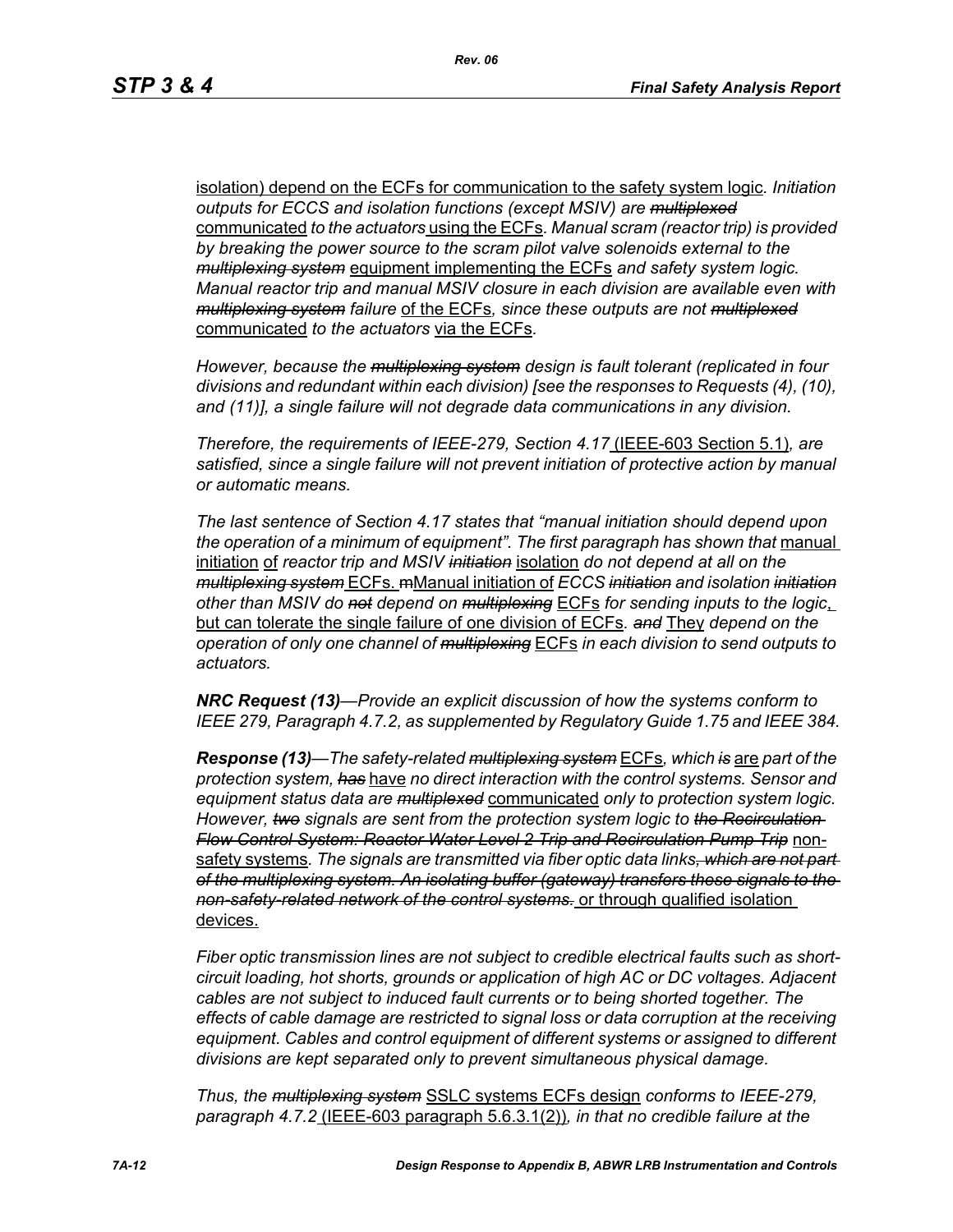<u>isolation) depend on the ECFs for communication to the safety system logic</u>*. Initiation outputs for ECCS and isolation functions (except MSIV) are ~~multiplexed~~* <u>communicated</u> *to the actuators* <u>using the ECFs</u>*. Manual scram (reactor trip) is provided by breaking the power source to the scram pilot valve solenoids external to the ~~multiplexing system~~* <u>equipment implementing the ECFs</u> *and safety system logic. Manual reactor trip and manual MSIV closure in each division are available even with ~~multiplexing system~~ failure* <u>of the ECFs</u>*, since these outputs are not ~~multiplexed~~* <u>communicated</u> *to the actuators* <u>via the ECFs</u>.

*However, because the ~~multiplexing system~~ design is fault tolerant (replicated in four divisions and redundant within each division) [see the responses to Requests (4), (10), and (11)], a single failure will not degrade data communications in any division.*

*Therefore, the requirements of IEEE-279, Section 4.17* <u>(IEEE-603 Section 5.1)</u>*, are satisfied, since a single failure will not prevent initiation of protective action by manual or automatic means.*

*The last sentence of Section 4.17 states that "manual initiation should depend upon the operation of a minimum of equipment". The first paragraph has shown that* <u>manual initiation</u> <u>of</u> *reactor trip and MSIV ~~initiation~~* <u>isolation</u> *do not depend at all on the ~~multiplexing system~~* <u>ECFs. ~~m~~Manual initiation of</u> *ECCS ~~initiation~~ and isolation ~~initiation~~ other than MSIV do ~~not~~ depend on ~~multiplexing~~* <u>ECFs</u> *for sending inputs to the logic*<u>, but can tolerate the single failure of one division of ECFs</u>*. ~~and~~* <u>They</u> *depend on the operation of only one channel of ~~multiplexing~~* <u>ECFs</u> *in each division to send outputs to actuators.*

***NRC Request (13)****—Provide an explicit discussion of how the systems conform to IEEE 279, Paragraph 4.7.2, as supplemented by Regulatory Guide 1.75 and IEEE 384.*

***Response (13)****—The safety-related ~~multiplexing system~~* <u>ECFs</u>*, which ~~is~~* <u>are</u> *part of the protection system, ~~has~~* <u>have</u> *no direct interaction with the control systems. Sensor and equipment status data are ~~multiplexed~~* <u>communicated</u> *only to protection system logic. However, ~~two~~ signals are sent from the protection system logic to ~~the Recirculation Flow Control System: Reactor Water Level 2 Trip and Recirculation Pump Trip~~* <u>non-safety systems</u>*. The signals are transmitted via fiber optic data links~~, which are not part of the multiplexing system. An isolating buffer (gateway) transfers these signals to the non-safety-related network of the control systems.~~* <u>or through qualified isolation devices.</u>

*Fiber optic transmission lines are not subject to credible electrical faults such as short-circuit loading, hot shorts, grounds or application of high AC or DC voltages. Adjacent cables are not subject to induced fault currents or to being shorted together. The effects of cable damage are restricted to signal loss or data corruption at the receiving equipment. Cables and control equipment of different systems or assigned to different divisions are kept separated only to prevent simultaneous physical damage.*

*Thus, the ~~multiplexing system~~* <u>SSLC systems ECFs design</u> *conforms to IEEE-279, paragraph 4.7.2* <u>(IEEE-603 paragraph 5.6.3.1(2))</u>*, in that no credible failure at the*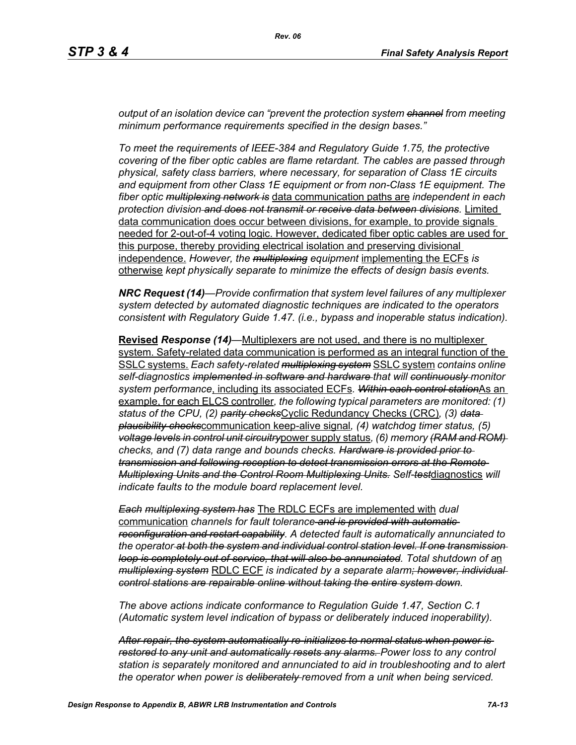*output of an isolation device can "prevent the protection system ~~channel~~ from meeting minimum performance requirements specified in the design bases."*

*To meet the requirements of IEEE-384 and Regulatory Guide 1.75, the protective covering of the fiber optic cables are flame retardant. The cables are passed through physical, safety class barriers, where necessary, for separation of Class 1E circuits and equipment from other Class 1E equipment or from non-Class 1E equipment. The fiber optic ~~multiplexing network is~~* data communication paths are *independent in each protection division ~~and does not transmit or receive data between divisions~~.* Limited data communication does occur between divisions, for example, to provide signals needed for 2-out-of-4 voting logic. However, dedicated fiber optic cables are used for this purpose, thereby providing electrical isolation and preserving divisional independence. *However, the ~~multiplexing~~ equipment* implementing the ECFs *is* otherwise *kept physically separate to minimize the effects of design basis events.*

***NRC Request (14)**—Provide confirmation that system level failures of any multiplexer system detected by automated diagnostic techniques are indicated to the operators consistent with Regulatory Guide 1.47. (i.e., bypass and inoperable status indication).*

**Revised** ***Response (14)***—Multiplexers are not used, and there is no multiplexer system. Safety-related data communication is performed as an integral function of the SSLC systems. *Each safety-related ~~multiplexing system~~* SSLC system *contains online self-diagnostics ~~implemented in software and hardware~~ that will ~~continuously~~ monitor system performance*, including its associated ECFs*. ~~Within each control station~~*As an example, for each ELCS controller*, the following typical parameters are monitored: (1) status of the CPU, (2) ~~parity checks~~*Cyclic Redundancy Checks (CRC)*, (3) ~~data plausibility checks~~*communication keep-alive signal*, (4) watchdog timer status, (5) ~~voltage levels in control unit circuitry~~*power supply status*, (6) memory ~~(RAM and ROM)~~ checks, and (7) data range and bounds checks. ~~Hardware is provided prior to transmission and following reception to detect transmission errors at the Remote Multiplexing Units and the Control Room Multiplexing Units.~~ Self-~~test~~*diagnostics *will indicate faults to the module board replacement level.*

*~~Each multiplexing system has~~* The RDLC ECFs are implemented with *dual* communication *channels for fault tolerance ~~and is provided with automatic reconfiguration and restart capability~~. A detected fault is automatically annunciated to the operator ~~at both the system and individual control station level. If one transmission loop is completely out of service, that will also be annunciated~~. Total shutdown of a*n *~~multiplexing system~~* RDLC ECF *is indicated by a separate alarm~~; however, individual control stations are repairable online without taking the entire system down~~.*

*The above actions indicate conformance to Regulation Guide 1.47, Section C.1 (Automatic system level indication of bypass or deliberately induced inoperability).*

*~~After repair, the system automatically re-initializes to normal status when power is restored to any unit and automatically resets any alarms.~~ Power loss to any control station is separately monitored and annunciated to aid in troubleshooting and to alert the operator when power is ~~deliberately~~ removed from a unit when being serviced.*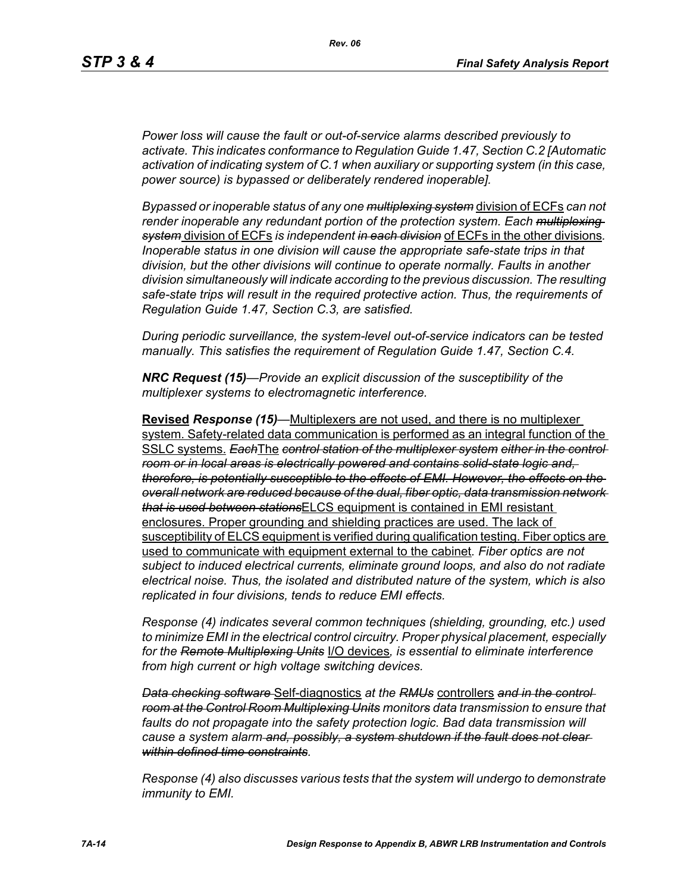*Power loss will cause the fault or out-of-service alarms described previously to activate. This indicates conformance to Regulation Guide 1.47, Section C.2 [Automatic activation of indicating system of C.1 when auxiliary or supporting system (in this case, power source) is bypassed or deliberately rendered inoperable].*

*Bypassed or inoperable status of any one ~~multiplexing system~~* division of ECFs *can not render inoperable any redundant portion of the protection system. Each ~~multiplexing system~~* division of ECFs *is independent ~~in each division~~* of ECFs in the other divisions*. Inoperable status in one division will cause the appropriate safe-state trips in that division, but the other divisions will continue to operate normally. Faults in another division simultaneously will indicate according to the previous discussion. The resulting safe-state trips will result in the required protective action. Thus, the requirements of Regulation Guide 1.47, Section C.3, are satisfied.*

*During periodic surveillance, the system-level out-of-service indicators can be tested manually. This satisfies the requirement of Regulation Guide 1.47, Section C.4.*

***NRC Request (15)****—Provide an explicit discussion of the susceptibility of the multiplexer systems to electromagnetic interference.*

**Revised** ***Response (15)****—*Multiplexers are not used, and there is no multiplexer system. Safety-related data communication is performed as an integral function of the SSLC systems. *~~Each~~*The *~~control station of the multiplexer system either in the control room or in local areas is electrically powered and contains solid-state logic and, therefore, is potentially susceptible to the effects of EMI. However, the effects on the overall network are reduced because of the dual, fiber optic, data transmission network that is used between stations~~*ELCS equipment is contained in EMI resistant enclosures. Proper grounding and shielding practices are used. The lack of susceptibility of ELCS equipment is verified during qualification testing. Fiber optics are used to communicate with equipment external to the cabinet. *Fiber optics are not subject to induced electrical currents, eliminate ground loops, and also do not radiate electrical noise. Thus, the isolated and distributed nature of the system, which is also replicated in four divisions, tends to reduce EMI effects.*

*Response (4) indicates several common techniques (shielding, grounding, etc.) used to minimize EMI in the electrical control circuitry. Proper physical placement, especially for the ~~Remote Multiplexing Units~~* I/O devices*, is essential to eliminate interference from high current or high voltage switching devices.*

*~~Data checking software~~* Self-diagnostics *at the ~~RMUs~~* controllers *~~and in the control room at the Control Room Multiplexing Units~~ monitors data transmission to ensure that faults do not propagate into the safety protection logic. Bad data transmission will cause a system alarm ~~and, possibly, a system shutdown if the fault does not clear within defined time constraints~~.*

*Response (4) also discusses various tests that the system will undergo to demonstrate immunity to EMI.*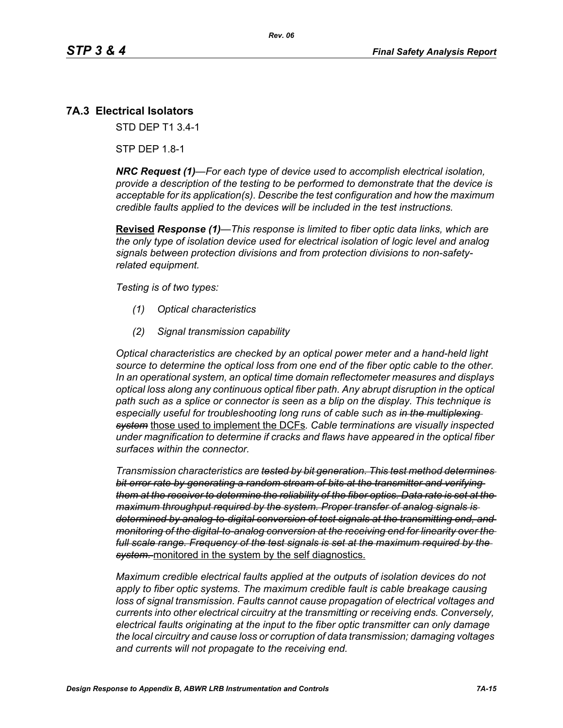## 7A.3 Electrical Isolators

STD DEP T1 3.4-1

STP DEP 1.8-1

***NRC Request (1)****—For each type of device used to accomplish electrical isolation, provide a description of the testing to be performed to demonstrate that the device is acceptable for its application(s). Describe the test configuration and how the maximum credible faults applied to the devices will be included in the test instructions.*

<u>**Revised**</u> ***Response (1)****—This response is limited to fiber optic data links, which are the only type of isolation device used for electrical isolation of logic level and analog signals between protection divisions and from protection divisions to non-safety-related equipment.*

*Testing is of two types:*

*(1) Optical characteristics*

*(2) Signal transmission capability*

*Optical characteristics are checked by an optical power meter and a hand-held light source to determine the optical loss from one end of the fiber optic cable to the other. In an operational system, an optical time domain reflectometer measures and displays optical loss along any continuous optical fiber path. Any abrupt disruption in the optical path such as a splice or connector is seen as a blip on the display. This technique is especially useful for troubleshooting long runs of cable such as ~~in the multiplexing system~~* <u>those used to implement the DCFs</u>*. Cable terminations are visually inspected under magnification to determine if cracks and flaws have appeared in the optical fiber surfaces within the connector.*

*Transmission characteristics are ~~tested by bit generation. This test method determines bit error rate by generating a random stream of bits at the transmitter and verifying them at the receiver to determine the reliability of the fiber optics. Data rate is set at the maximum throughput required by the system. Proper transfer of analog signals is determined by analog-to-digital conversion of test signals at the transmitting end, and monitoring of the digital-to-analog conversion at the receiving end for linearity over the full scale range. Frequency of the test signals is set at the maximum required by the system.~~* <u>monitored in the system by the self diagnostics.</u>

*Maximum credible electrical faults applied at the outputs of isolation devices do not apply to fiber optic systems. The maximum credible fault is cable breakage causing loss of signal transmission. Faults cannot cause propagation of electrical voltages and currents into other electrical circuitry at the transmitting or receiving ends. Conversely, electrical faults originating at the input to the fiber optic transmitter can only damage the local circuitry and cause loss or corruption of data transmission; damaging voltages and currents will not propagate to the receiving end.*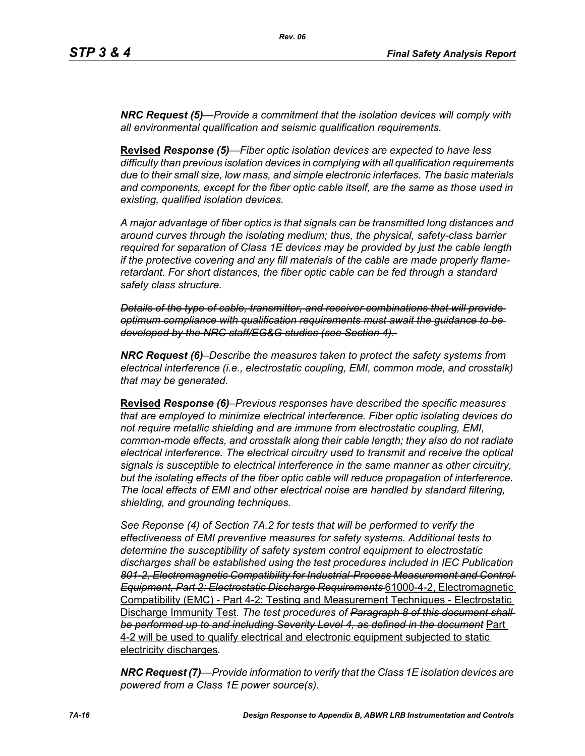***NRC Request (5)****—Provide a commitment that the isolation devices will comply with all environmental qualification and seismic qualification requirements.*

**Revised** ***Response (5)****—Fiber optic isolation devices are expected to have less difficulty than previous isolation devices in complying with all qualification requirements due to their small size, low mass, and simple electronic interfaces. The basic materials and components, except for the fiber optic cable itself, are the same as those used in existing, qualified isolation devices.*

*A major advantage of fiber optics is that signals can be transmitted long distances and around curves through the isolating medium; thus, the physical, safety-class barrier required for separation of Class 1E devices may be provided by just the cable length if the protective covering and any fill materials of the cable are made properly flame-retardant. For short distances, the fiber optic cable can be fed through a standard safety class structure.*

~~*Details of the type of cable, transmitter, and receiver combinations that will provide optimum compliance with qualification requirements must await the guidance to be developed by the NRC staff/EG&G studies (see Section 4).*~~

***NRC Request (6)****–Describe the measures taken to protect the safety systems from electrical interference (i.e., electrostatic coupling, EMI, common mode, and crosstalk) that may be generated.*

**Revised** ***Response (6)****–Previous responses have described the specific measures that are employed to minimize electrical interference. Fiber optic isolating devices do not require metallic shielding and are immune from electrostatic coupling, EMI, common-mode effects, and crosstalk along their cable length; they also do not radiate electrical interference. The electrical circuitry used to transmit and receive the optical signals is susceptible to electrical interference in the same manner as other circuitry, but the isolating effects of the fiber optic cable will reduce propagation of interference. The local effects of EMI and other electrical noise are handled by standard filtering, shielding, and grounding techniques.*

*See Reponse (4) of Section 7A.2 for tests that will be performed to verify the effectiveness of EMI preventive measures for safety systems. Additional tests to determine the susceptibility of safety system control equipment to electrostatic discharges shall be established using the test procedures included in IEC Publication* ~~*801-2, Electromagnetic Compatibility for Industrial-Process Measurement and Control Equipment, Part 2: Electrostatic Discharge Requirements*~~ <u>61000-4-2, Electromagnetic Compatibility (EMC) - Part 4-2: Testing and Measurement Techniques - Electrostatic Discharge Immunity Test</u>*. The test procedures of* ~~*Paragraph 8 of this document shall be performed up to and including Severity Level 4, as defined in the document*~~ <u>Part 4-2 will be used to qualify electrical and electronic equipment subjected to static electricity discharges</u>*.*

***NRC Request (7)****—Provide information to verify that the Class 1E isolation devices are powered from a Class 1E power source(s).*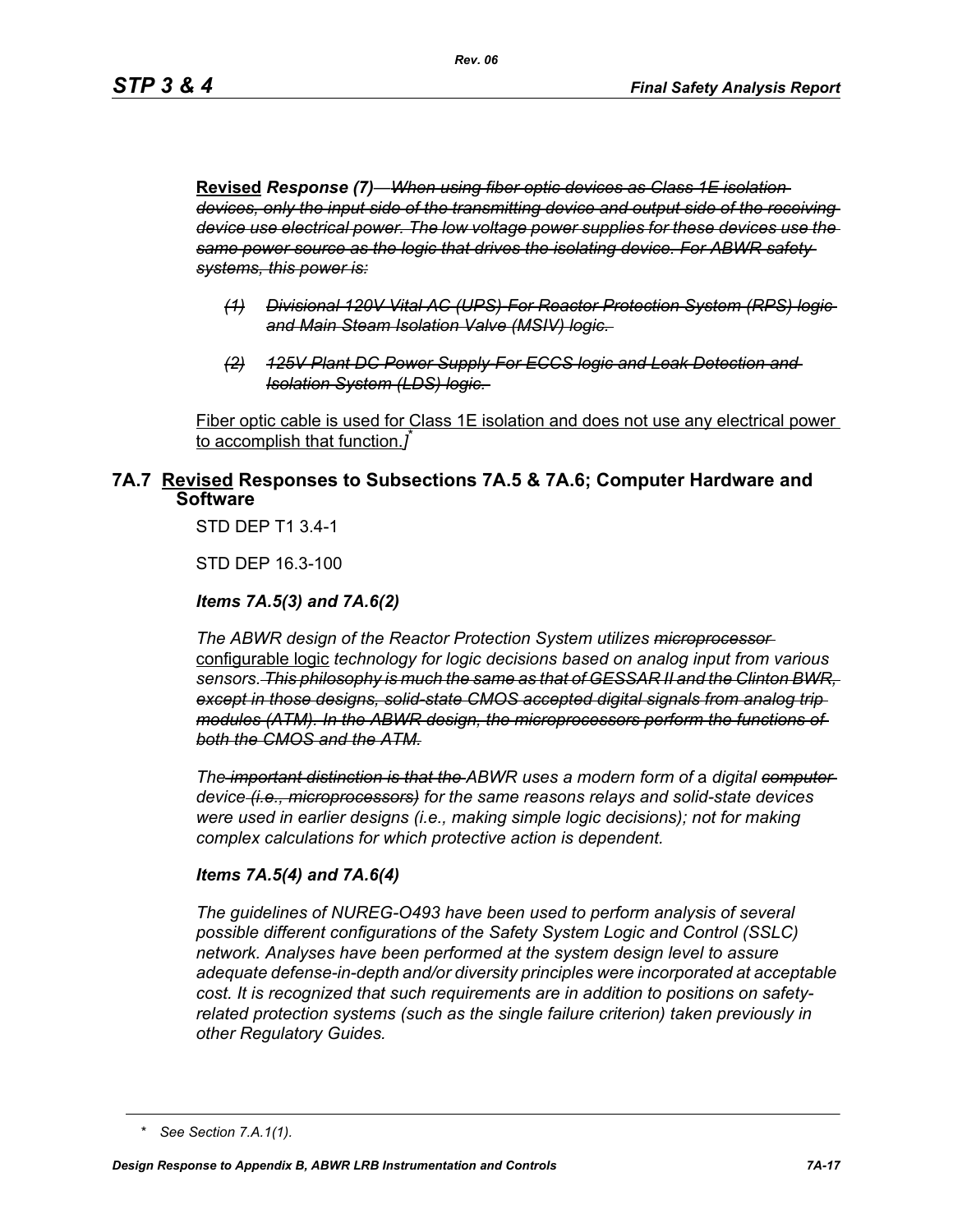**Revised** *Response (7)* ~~*When using fiber optic devices as Class 1E isolation devices, only the input side of the transmitting device and output side of the receiving device use electrical power. The low voltage power supplies for these devices use the same power source as the logic that drives the isolating device. For ABWR safety systems, this power is:*~~

- ~~*(1) Divisional 120V Vital AC (UPS)-For Reactor Protection System (RPS) logic and Main Steam Isolation Valve (MSIV) logic.*~~
- ~~*(2) 125V Plant DC Power Supply-For ECCS logic and Leak Detection and Isolation System (LDS) logic.*~~

Fiber optic cable is used for Class 1E isolation and does not use any electrical power to accomplish that function.*]*[*]

## 7A.7 Revised Responses to Subsections 7A.5 & 7A.6; Computer Hardware and Software

STD DEP T1 3.4-1

STD DEP 16.3-100

### *Items 7A.5(3) and 7A.6(2)*

*The ABWR design of the Reactor Protection System utilizes* ~~*microprocessor*~~ configurable logic *technology for logic decisions based on analog input from various sensors.* ~~*This philosophy is much the same as that of GESSAR II and the Clinton BWR, except in those designs, solid-state CMOS accepted digital signals from analog trip modules (ATM). In the ABWR design, the microprocessors perform the functions of both the CMOS and the ATM.*~~

*The* ~~*important distinction is that the*~~ *ABWR uses a modern form of* a *digital* ~~*computer*~~ *device* ~~*(i.e., microprocessors)*~~ *for the same reasons relays and solid-state devices were used in earlier designs (i.e., making simple logic decisions); not for making complex calculations for which protective action is dependent.*

### *Items 7A.5(4) and 7A.6(4)*

*The guidelines of NUREG-O493 have been used to perform analysis of several possible different configurations of the Safety System Logic and Control (SSLC) network. Analyses have been performed at the system design level to assure adequate defense-in-depth and/or diversity principles were incorporated at acceptable cost. It is recognized that such requirements are in addition to positions on safety-related protection systems (such as the single failure criterion) taken previously in other Regulatory Guides.*

---

\* *See Section 7.A.1(1).*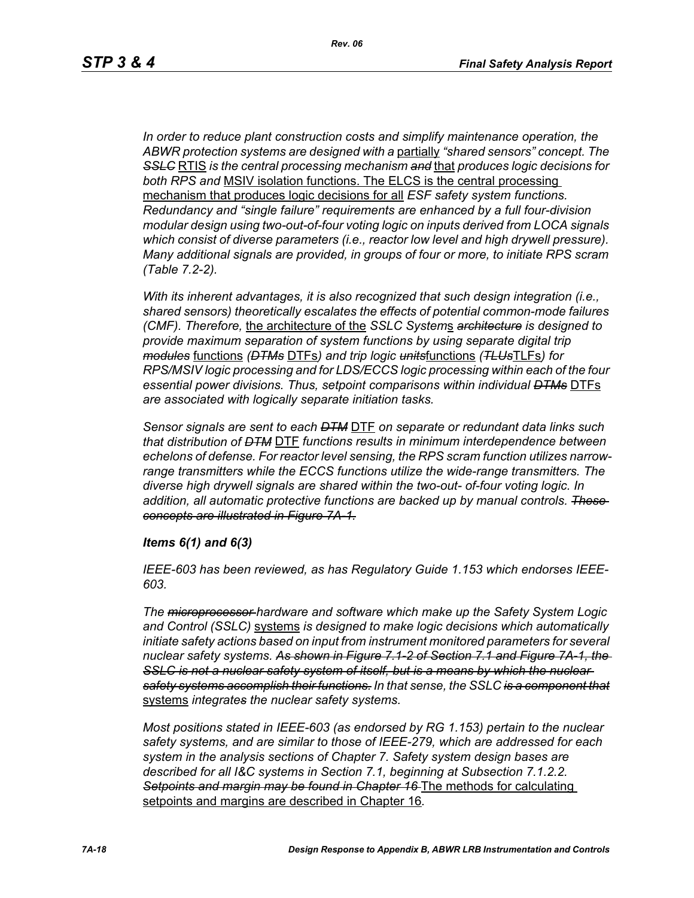*In order to reduce plant construction costs and simplify maintenance operation, the ABWR protection systems are designed with a* partially *"shared sensors" concept. The* ~~*SSLC*~~ RTIS *is the central processing mechanism* ~~*and*~~ that *produces logic decisions for both RPS and* MSIV isolation functions. The ELCS is the central processing mechanism that produces logic decisions for all *ESF safety system functions. Redundancy and "single failure" requirements are enhanced by a full four-division modular design using two-out-of-four voting logic on inputs derived from LOCA signals which consist of diverse parameters (i.e., reactor low level and high drywell pressure). Many additional signals are provided, in groups of four or more, to initiate RPS scram (Table 7.2-2).*

*With its inherent advantages, it is also recognized that such design integration (i.e., shared sensors) theoretically escalates the effects of potential common-mode failures (CMF). Therefore,* the architecture of the *SSLC System*s ~~*architecture*~~ *is designed to provide maximum separation of system functions by using separate digital trip* ~~*modules*~~ functions *(*~~*DTMs*~~ DTFs*) and trip logic* ~~*units*~~functions *(*~~*TLUs*~~TLFs*) for RPS/MSIV logic processing and for LDS/ECCS logic processing within each of the four essential power divisions. Thus, setpoint comparisons within individual* ~~*DTMs*~~ DTFs *are associated with logically separate initiation tasks.*

*Sensor signals are sent to each* ~~*DTM*~~ DTF *on separate or redundant data links such that distribution of* ~~*DTM*~~ DTF *functions results in minimum interdependence between echelons of defense. For reactor level sensing, the RPS scram function utilizes narrow-range transmitters while the ECCS functions utilize the wide-range transmitters. The diverse high drywell signals are shared within the two-out- of-four voting logic. In addition, all automatic protective functions are backed up by manual controls.* ~~*These concepts are illustrated in Figure 7A-1.*~~

***Items 6(1) and 6(3)***

*IEEE-603 has been reviewed, as has Regulatory Guide 1.153 which endorses IEEE-603.*

*The* ~~*microprocessor*~~ *hardware and software which make up the Safety System Logic and Control (SSLC)* systems *is designed to make logic decisions which automatically initiate safety actions based on input from instrument monitored parameters for several nuclear safety systems.* ~~*As shown in Figure 7.1-2 of Section 7.1 and Figure 7A-1, the SSLC is not a nuclear safety system of itself, but is a means by which the nuclear safety systems accomplish their functions.*~~ *In that sense, the SSLC* ~~*is a component that*~~ systems *integrate*~~*s*~~ *the nuclear safety systems.*

*Most positions stated in IEEE-603 (as endorsed by RG 1.153) pertain to the nuclear safety systems, and are similar to those of IEEE-279, which are addressed for each system in the analysis sections of Chapter 7. Safety system design bases are described for all I&C systems in Section 7.1, beginning at Subsection 7.1.2.2.* ~~*Setpoints and margin may be found in Chapter 16*~~ The methods for calculating setpoints and margins are described in Chapter 16*.*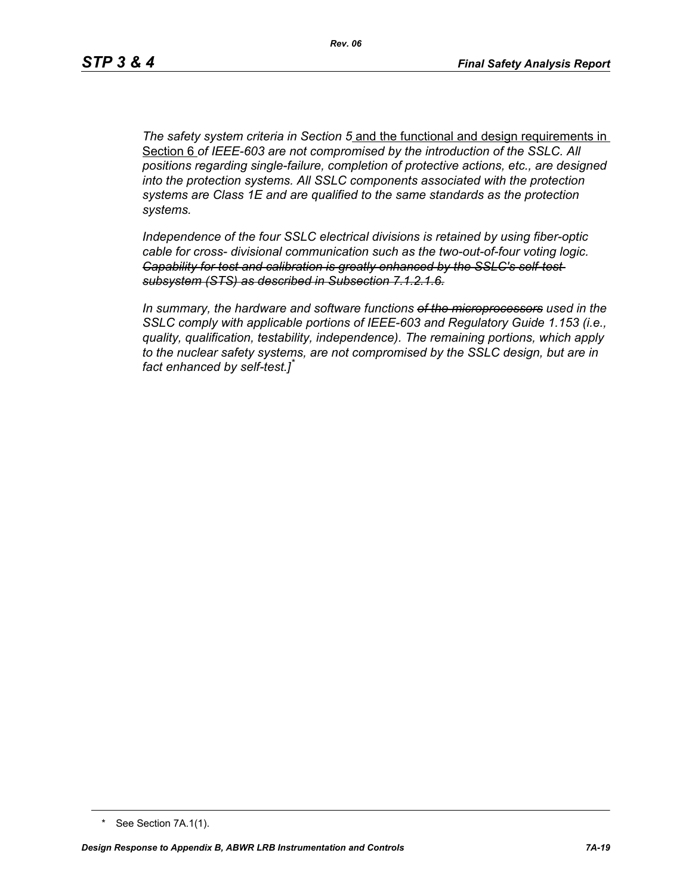*The safety system criteria in Section 5* and the functional and design requirements in Section 6 *of IEEE-603 are not compromised by the introduction of the SSLC. All positions regarding single-failure, completion of protective actions, etc., are designed into the protection systems. All SSLC components associated with the protection systems are Class 1E and are qualified to the same standards as the protection systems.*

*Independence of the four SSLC electrical divisions is retained by using fiber-optic cable for cross- divisional communication such as the two-out-of-four voting logic.* ~~*Capability for test and calibration is greatly enhanced by the SSLC's self-test subsystem (STS) as described in Subsection 7.1.2.1.6.*~~

*In summary, the hardware and software functions* ~~*of the microprocessors*~~ *used in the SSLC comply with applicable portions of IEEE-603 and Regulatory Guide 1.153 (i.e., quality, qualification, testability, independence). The remaining portions, which apply to the nuclear safety systems, are not compromised by the SSLC design, but are in fact enhanced by self-test.]* *

\* See Section 7A.1(1).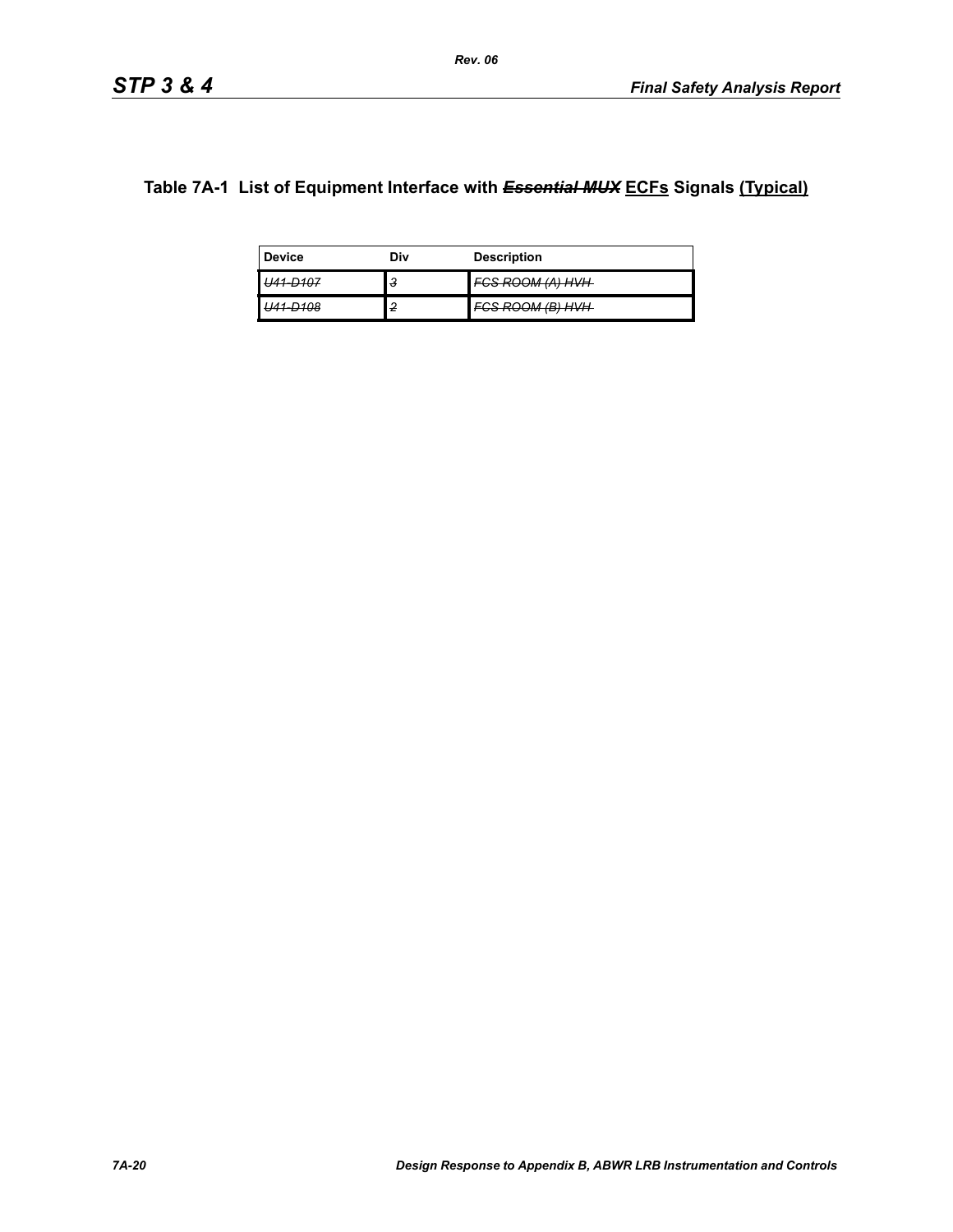## Table 7A-1 List of Equipment Interface with ~~*Essential MUX*~~ ECFs Signals (Typical)

| Device | Div | Description |
|---|---|---|
| ~~*U41-D107*~~ | ~~*3*~~ | ~~*FCS ROOM (A) HVH*~~ |
| ~~*U41-D108*~~ | ~~*2*~~ | ~~*FCS ROOM (B) HVH*~~ |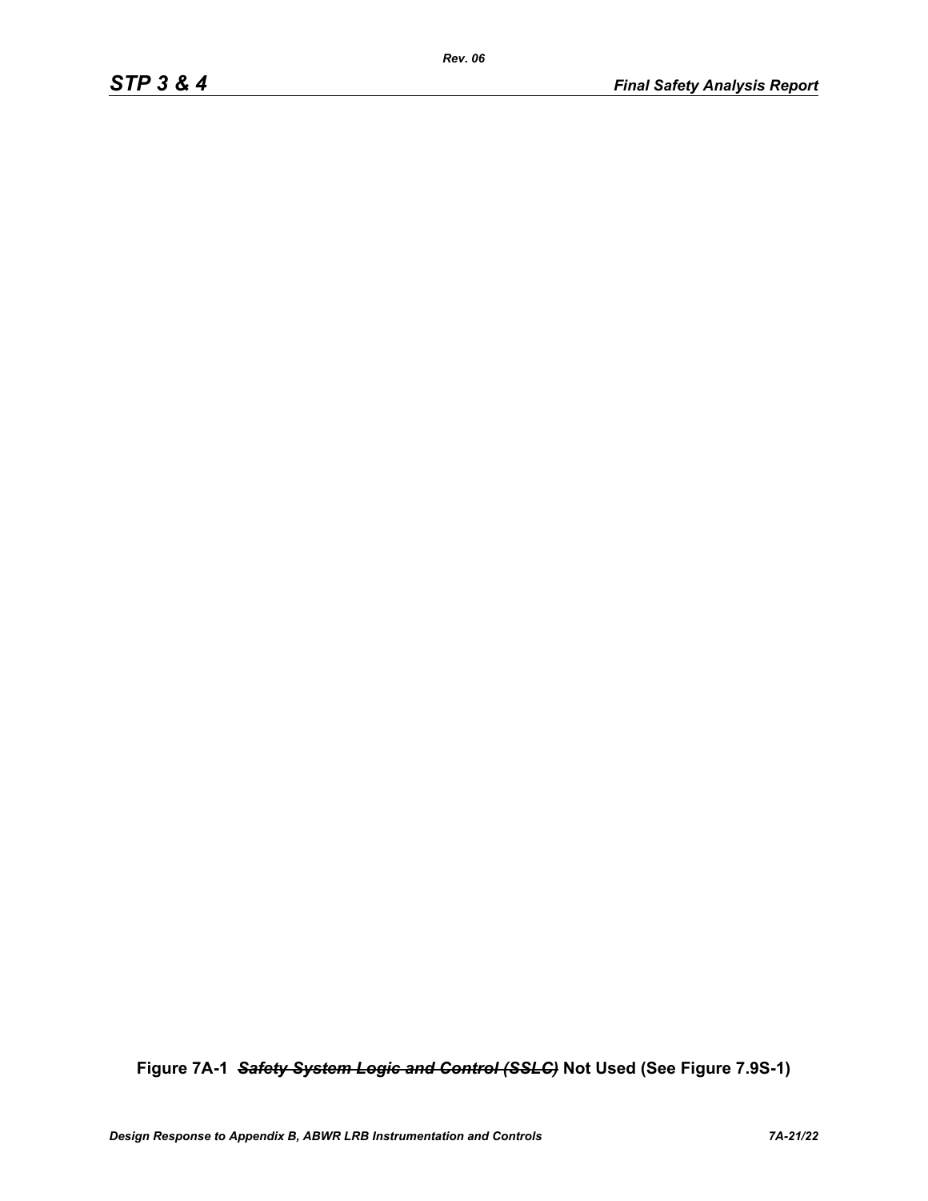**Figure 7A-1 ~~*Safety System Logic and Control (SSLC)*~~ Not Used (See Figure 7.9S-1)**